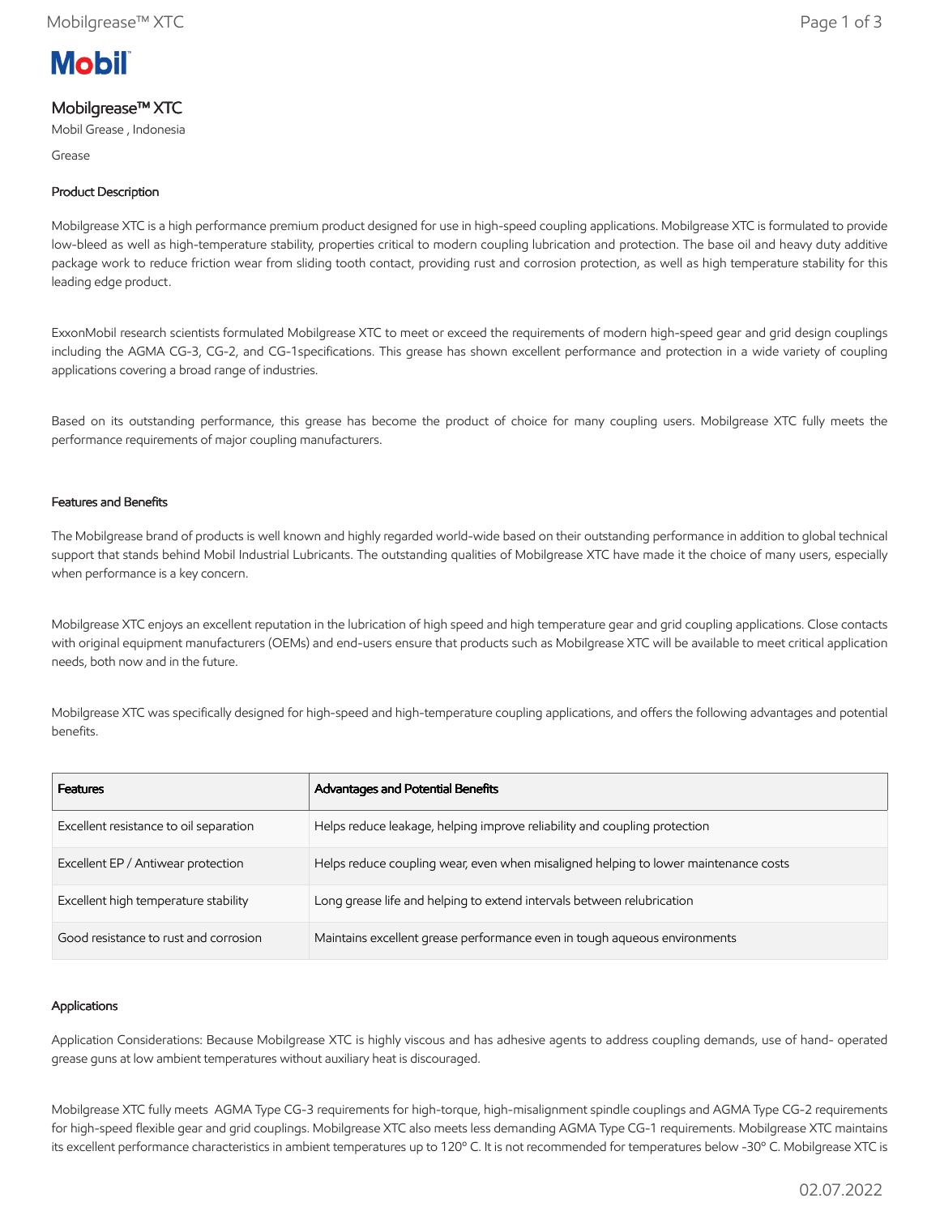# Mobilgrease™ XTC

Mobil Grease , Indonesia

Grease

## Product Description

Mobilgrease XTC is a high performance premium product designed for use in high-speed coupling applications. Mobilgrease XTC is formulated to provide low-bleed as well as high-temperature stability, properties critical to modern coupling lubrication and protection. The base oil and heavy duty additive package work to reduce friction wear from sliding tooth contact, providing rust and corrosion protection, as well as high temperature stability for this leading edge product.

ExxonMobil research scientists formulated Mobilgrease XTC to meet or exceed the requirements of modern high-speed gear and grid design couplings including the AGMA CG-3, CG-2, and CG-1specifications. This grease has shown excellent performance and protection in a wide variety of coupling applications covering a broad range of industries.

Based on its outstanding performance, this grease has become the product of choice for many coupling users. Mobilgrease XTC fully meets the performance requirements of major coupling manufacturers.

## Features and Benefits

The Mobilgrease brand of products is well known and highly regarded world-wide based on their outstanding performance in addition to global technical support that stands behind Mobil Industrial Lubricants. The outstanding qualities of Mobilgrease XTC have made it the choice of many users, especially when performance is a key concern.

Mobilgrease XTC enjoys an excellent reputation in the lubrication of high speed and high temperature gear and grid coupling applications. Close contacts with original equipment manufacturers (OEMs) and end-users ensure that products such as Mobilgrease XTC will be available to meet critical application needs, both now and in the future.

Mobilgrease XTC was specifically designed for high-speed and high-temperature coupling applications, and offers the following advantages and potential benefits.

| Features | Advantages and Potential Benefits |
| --- | --- |
| Excellent resistance to oil separation | Helps reduce leakage, helping improve reliability and coupling protection |
| Excellent EP / Antiwear protection | Helps reduce coupling wear, even when misaligned helping to lower maintenance costs |
| Excellent high temperature stability | Long grease life and helping to extend intervals between relubrication |
| Good resistance to rust and corrosion | Maintains excellent grease performance even in tough aqueous environments |

## Applications

Application Considerations: Because Mobilgrease XTC is highly viscous and has adhesive agents to address coupling demands, use of hand- operated grease guns at low ambient temperatures without auxiliary heat is discouraged.

Mobilgrease XTC fully meets AGMA Type CG-3 requirements for high-torque, high-misalignment spindle couplings and AGMA Type CG-2 requirements for high-speed flexible gear and grid couplings. Mobilgrease XTC also meets less demanding AGMA Type CG-1 requirements. Mobilgrease XTC maintains its excellent performance characteristics in ambient temperatures up to 120º C. It is not recommended for temperatures below -30º C. Mobilgrease XTC is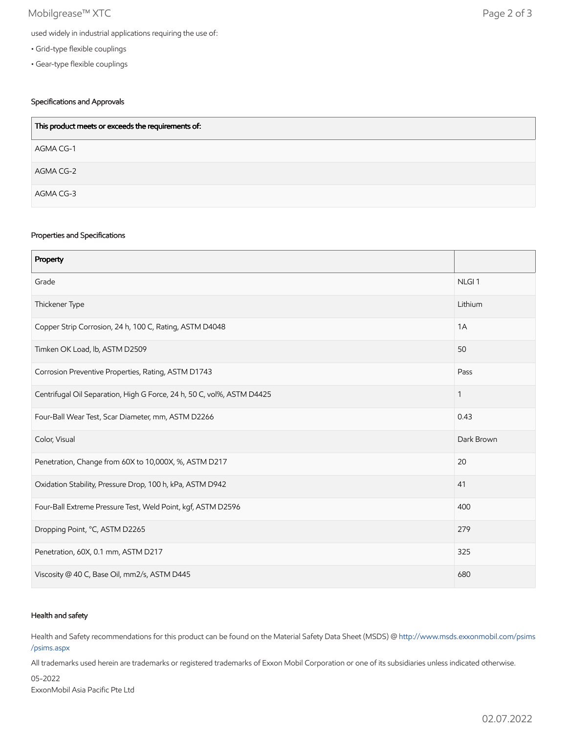used widely in industrial applications requiring the use of:

- Grid-type flexible couplings
- Gear-type flexible couplings

### Specifications and Approvals

| This product meets or exceeds the requirements of: |
| --- |
| AGMA CG-1 |
| AGMA CG-2 |
| AGMA CG-3 |

### Properties and Specifications

| Property | |
| --- | --- |
| Grade | NLGI 1 |
| Thickener Type | Lithium |
| Copper Strip Corrosion, 24 h, 100 C, Rating, ASTM D4048 | 1A |
| Timken OK Load, lb, ASTM D2509 | 50 |
| Corrosion Preventive Properties, Rating, ASTM D1743 | Pass |
| Centrifugal Oil Separation, High G Force, 24 h, 50 C, vol%, ASTM D4425 | 1 |
| Four-Ball Wear Test, Scar Diameter, mm, ASTM D2266 | 0.43 |
| Color, Visual | Dark Brown |
| Penetration, Change from 60X to 10,000X, %, ASTM D217 | 20 |
| Oxidation Stability, Pressure Drop, 100 h, kPa, ASTM D942 | 41 |
| Four-Ball Extreme Pressure Test, Weld Point, kgf, ASTM D2596 | 400 |
| Dropping Point, °C, ASTM D2265 | 279 |
| Penetration, 60X, 0.1 mm, ASTM D217 | 325 |
| Viscosity @ 40 C, Base Oil, mm2/s, ASTM D445 | 680 |

### Health and safety

Health and Safety recommendations for this product can be found on the Material Safety Data Sheet (MSDS) @ http://www.msds.exxonmobil.com/psims/psims.aspx

All trademarks used herein are trademarks or registered trademarks of Exxon Mobil Corporation or one of its subsidiaries unless indicated otherwise.

05-2022
ExxonMobil Asia Pacific Pte Ltd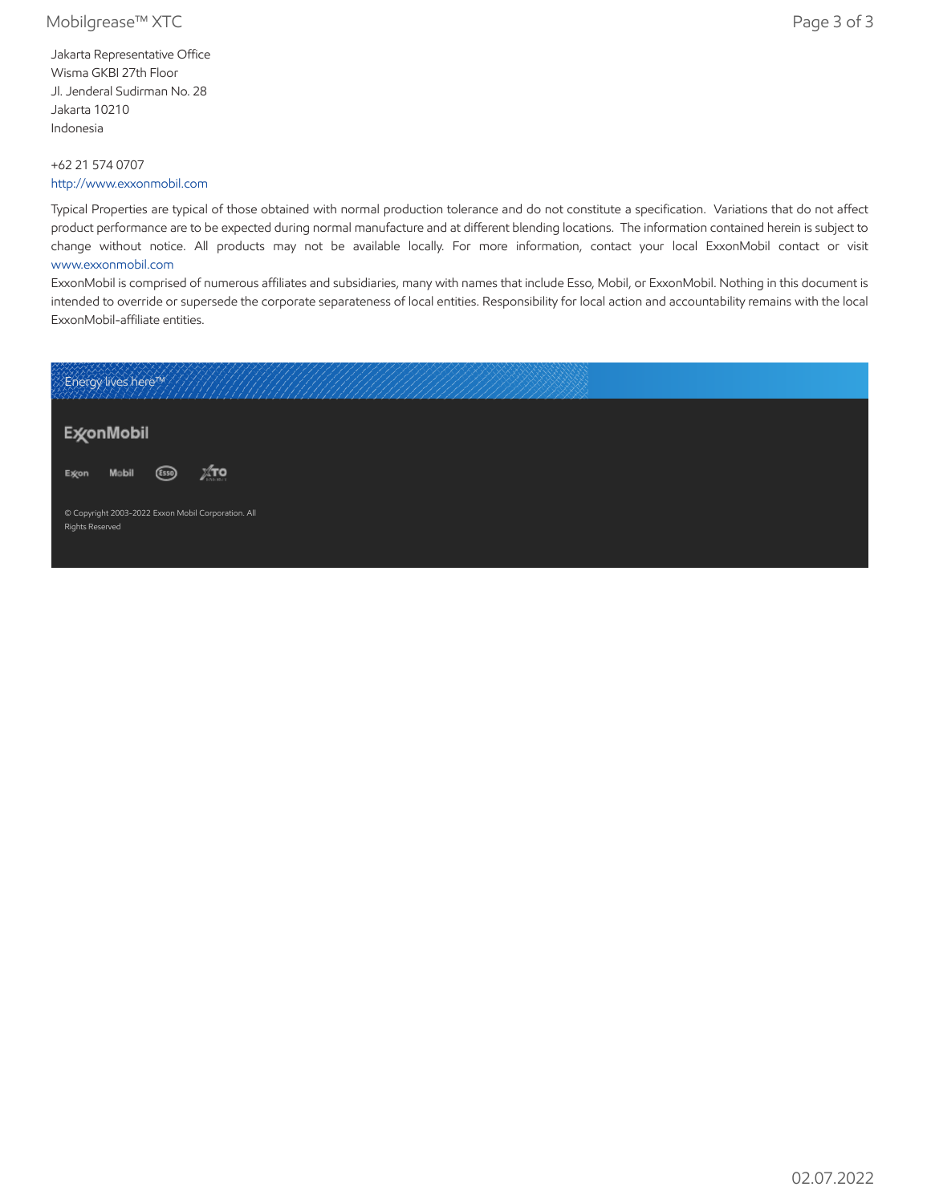Jakarta Representative Office
Wisma GKBI 27th Floor
Jl. Jenderal Sudirman No. 28
Jakarta 10210
Indonesia

+62 21 574 0707
http://www.exxonmobil.com

Typical Properties are typical of those obtained with normal production tolerance and do not constitute a specification. Variations that do not affect product performance are to be expected during normal manufacture and at different blending locations. The information contained herein is subject to change without notice. All products may not be available locally. For more information, contact your local ExxonMobil contact or visit www.exxonmobil.com

ExxonMobil is comprised of numerous affiliates and subsidiaries, many with names that include Esso, Mobil, or ExxonMobil. Nothing in this document is intended to override or supersede the corporate separateness of local entities. Responsibility for local action and accountability remains with the local ExxonMobil-affiliate entities.

Energy lives here™

ExxonMobil

Exxon Mobil Esso XTO

© Copyright 2003-2022 Exxon Mobil Corporation. All Rights Reserved

02.07.2022